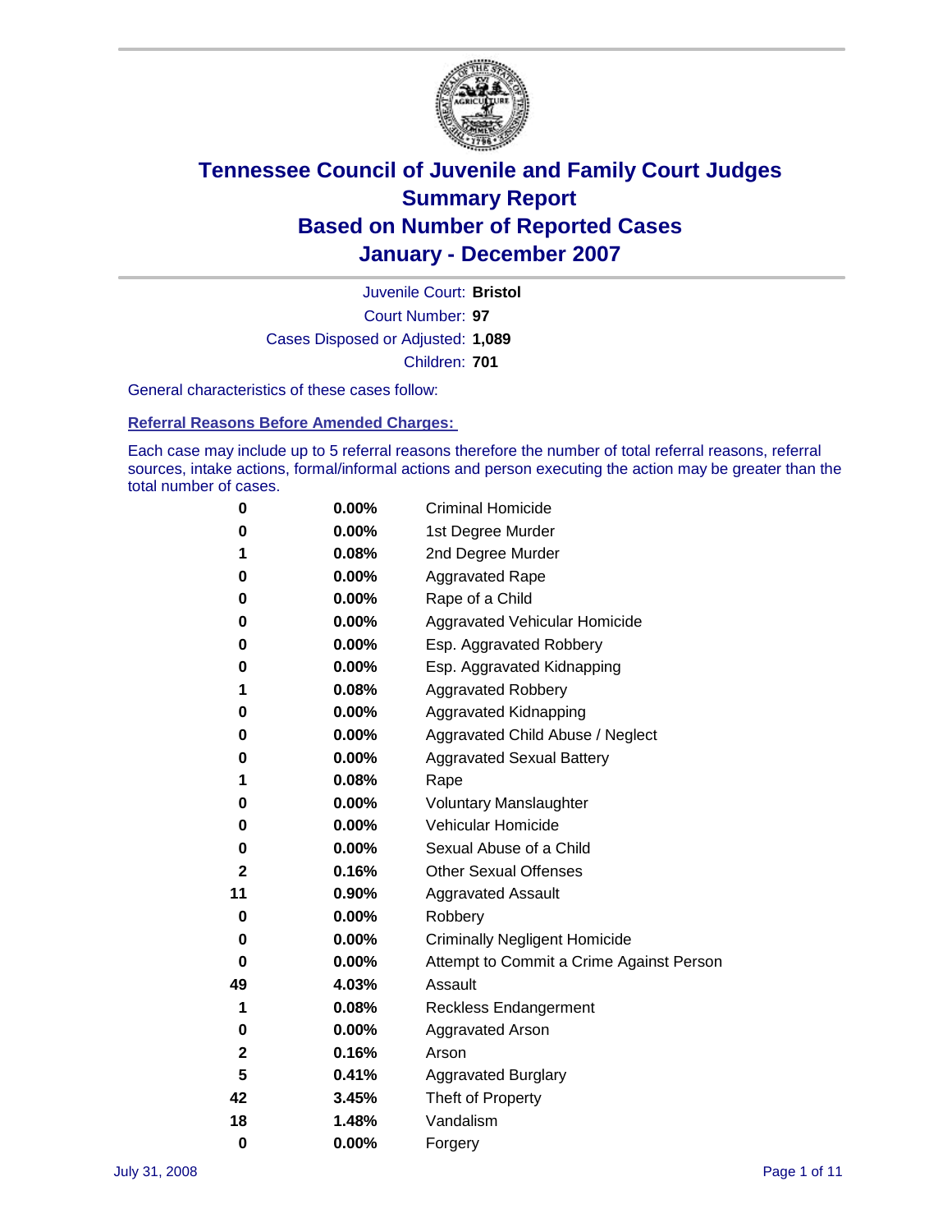# Tennessee Council of Juvenile and Family Court Judges
# Summary Report
# Based on Number of Reported Cases
# January - December 2007

Juvenile Court: **Bristol**

Court Number: **97**

Cases Disposed or Adjusted: **1,089**

Children: **701**

General characteristics of these cases follow:

## Referral Reasons Before Amended Charges:

Each case may include up to 5 referral reasons therefore the number of total referral reasons, referral sources, intake actions, formal/informal actions and person executing the action may be greater than the total number of cases.

| | | |
|---|---|---|
| 0 | 0.00% | Criminal Homicide |
| 0 | 0.00% | 1st Degree Murder |
| 1 | 0.08% | 2nd Degree Murder |
| 0 | 0.00% | Aggravated Rape |
| 0 | 0.00% | Rape of a Child |
| 0 | 0.00% | Aggravated Vehicular Homicide |
| 0 | 0.00% | Esp. Aggravated Robbery |
| 0 | 0.00% | Esp. Aggravated Kidnapping |
| 1 | 0.08% | Aggravated Robbery |
| 0 | 0.00% | Aggravated Kidnapping |
| 0 | 0.00% | Aggravated Child Abuse / Neglect |
| 0 | 0.00% | Aggravated Sexual Battery |
| 1 | 0.08% | Rape |
| 0 | 0.00% | Voluntary Manslaughter |
| 0 | 0.00% | Vehicular Homicide |
| 0 | 0.00% | Sexual Abuse of a Child |
| 2 | 0.16% | Other Sexual Offenses |
| 11 | 0.90% | Aggravated Assault |
| 0 | 0.00% | Robbery |
| 0 | 0.00% | Criminally Negligent Homicide |
| 0 | 0.00% | Attempt to Commit a Crime Against Person |
| 49 | 4.03% | Assault |
| 1 | 0.08% | Reckless Endangerment |
| 0 | 0.00% | Aggravated Arson |
| 2 | 0.16% | Arson |
| 5 | 0.41% | Aggravated Burglary |
| 42 | 3.45% | Theft of Property |
| 18 | 1.48% | Vandalism |
| 0 | 0.00% | Forgery |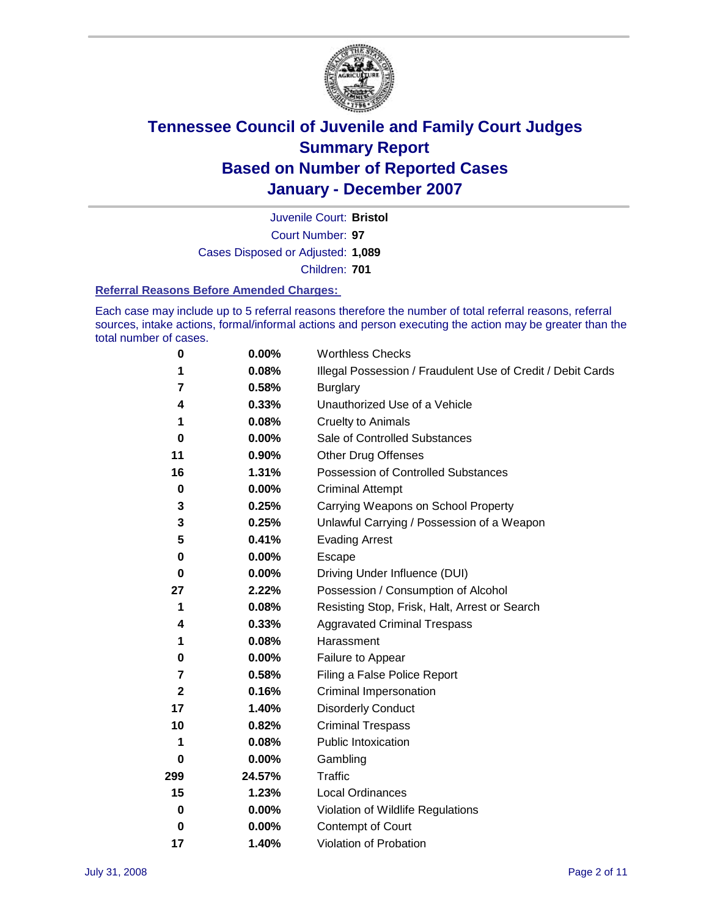# Tennessee Council of Juvenile and Family Court Judges
## Summary Report
## Based on Number of Reported Cases
## January - December 2007

Juvenile Court: **Bristol**

Court Number: **97**

Cases Disposed or Adjusted: **1,089**

Children: **701**

### Referral Reasons Before Amended Charges:

Each case may include up to 5 referral reasons therefore the number of total referral reasons, referral sources, intake actions, formal/informal actions and person executing the action may be greater than the total number of cases.

| | | |
|---|---|---|
| **0** | **0.00%** | Worthless Checks |
| **1** | **0.08%** | Illegal Possession / Fraudulent Use of Credit / Debit Cards |
| **7** | **0.58%** | Burglary |
| **4** | **0.33%** | Unauthorized Use of a Vehicle |
| **1** | **0.08%** | Cruelty to Animals |
| **0** | **0.00%** | Sale of Controlled Substances |
| **11** | **0.90%** | Other Drug Offenses |
| **16** | **1.31%** | Possession of Controlled Substances |
| **0** | **0.00%** | Criminal Attempt |
| **3** | **0.25%** | Carrying Weapons on School Property |
| **3** | **0.25%** | Unlawful Carrying / Possession of a Weapon |
| **5** | **0.41%** | Evading Arrest |
| **0** | **0.00%** | Escape |
| **0** | **0.00%** | Driving Under Influence (DUI) |
| **27** | **2.22%** | Possession / Consumption of Alcohol |
| **1** | **0.08%** | Resisting Stop, Frisk, Halt, Arrest or Search |
| **4** | **0.33%** | Aggravated Criminal Trespass |
| **1** | **0.08%** | Harassment |
| **0** | **0.00%** | Failure to Appear |
| **7** | **0.58%** | Filing a False Police Report |
| **2** | **0.16%** | Criminal Impersonation |
| **17** | **1.40%** | Disorderly Conduct |
| **10** | **0.82%** | Criminal Trespass |
| **1** | **0.08%** | Public Intoxication |
| **0** | **0.00%** | Gambling |
| **299** | **24.57%** | Traffic |
| **15** | **1.23%** | Local Ordinances |
| **0** | **0.00%** | Violation of Wildlife Regulations |
| **0** | **0.00%** | Contempt of Court |
| **17** | **1.40%** | Violation of Probation |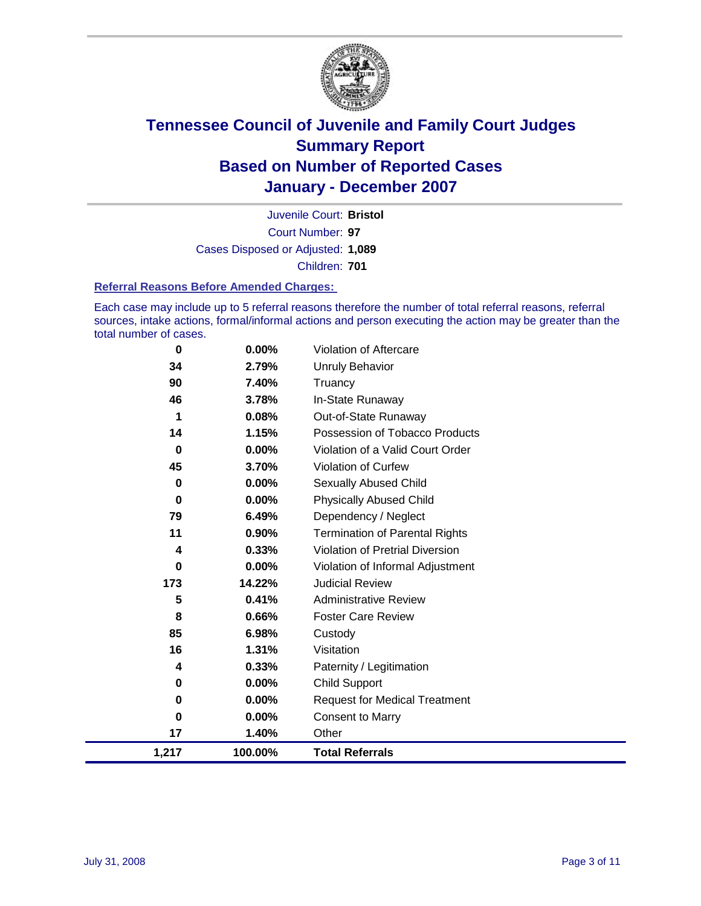# Tennessee Council of Juvenile and Family Court Judges
# Summary Report
# Based on Number of Reported Cases
# January - December 2007

Juvenile Court: **Bristol**
Court Number: **97**
Cases Disposed or Adjusted: **1,089**
Children: **701**

### Referral Reasons Before Amended Charges:

Each case may include up to 5 referral reasons therefore the number of total referral reasons, referral sources, intake actions, formal/informal actions and person executing the action may be greater than the total number of cases.

| | | |
|---|---|---|
| 0 | 0.00% | Violation of Aftercare |
| 34 | 2.79% | Unruly Behavior |
| 90 | 7.40% | Truancy |
| 46 | 3.78% | In-State Runaway |
| 1 | 0.08% | Out-of-State Runaway |
| 14 | 1.15% | Possession of Tobacco Products |
| 0 | 0.00% | Violation of a Valid Court Order |
| 45 | 3.70% | Violation of Curfew |
| 0 | 0.00% | Sexually Abused Child |
| 0 | 0.00% | Physically Abused Child |
| 79 | 6.49% | Dependency / Neglect |
| 11 | 0.90% | Termination of Parental Rights |
| 4 | 0.33% | Violation of Pretrial Diversion |
| 0 | 0.00% | Violation of Informal Adjustment |
| 173 | 14.22% | Judicial Review |
| 5 | 0.41% | Administrative Review |
| 8 | 0.66% | Foster Care Review |
| 85 | 6.98% | Custody |
| 16 | 1.31% | Visitation |
| 4 | 0.33% | Paternity / Legitimation |
| 0 | 0.00% | Child Support |
| 0 | 0.00% | Request for Medical Treatment |
| 0 | 0.00% | Consent to Marry |
| 17 | 1.40% | Other |
| **1,217** | **100.00%** | **Total Referrals** |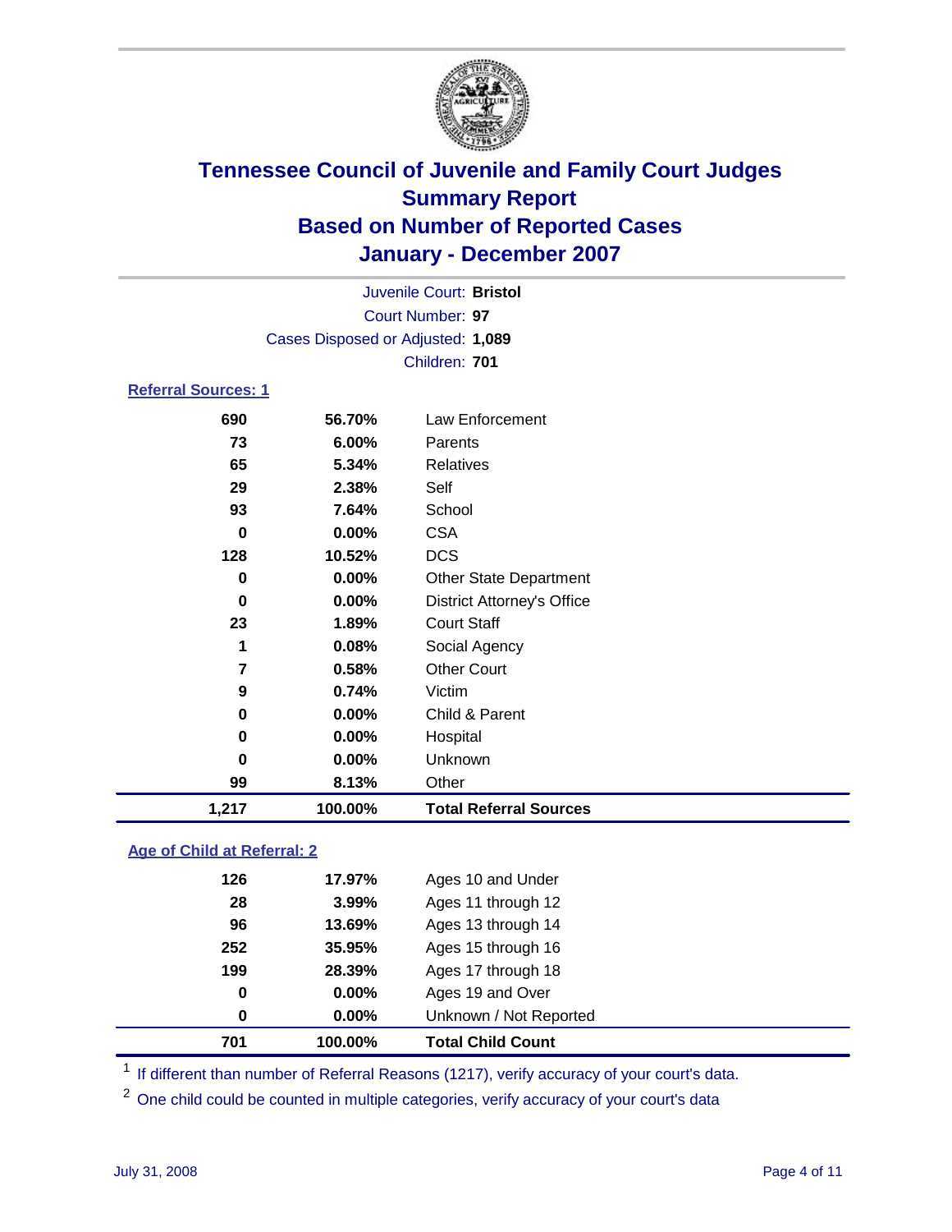# Tennessee Council of Juvenile and Family Court Judges
## Summary Report
## Based on Number of Reported Cases
## January - December 2007

Juvenile Court: **Bristol**

Court Number: **97**

Cases Disposed or Adjusted: **1,089**

Children: **701**

### Referral Sources: 1

| | | |
|---|---|---|
| 690 | 56.70% | Law Enforcement |
| 73 | 6.00% | Parents |
| 65 | 5.34% | Relatives |
| 29 | 2.38% | Self |
| 93 | 7.64% | School |
| 0 | 0.00% | CSA |
| 128 | 10.52% | DCS |
| 0 | 0.00% | Other State Department |
| 0 | 0.00% | District Attorney's Office |
| 23 | 1.89% | Court Staff |
| 1 | 0.08% | Social Agency |
| 7 | 0.58% | Other Court |
| 9 | 0.74% | Victim |
| 0 | 0.00% | Child & Parent |
| 0 | 0.00% | Hospital |
| 0 | 0.00% | Unknown |
| 99 | 8.13% | Other |
| **1,217** | **100.00%** | **Total Referral Sources** |

### Age of Child at Referral: 2

| | | |
|---|---|---|
| 126 | 17.97% | Ages 10 and Under |
| 28 | 3.99% | Ages 11 through 12 |
| 96 | 13.69% | Ages 13 through 14 |
| 252 | 35.95% | Ages 15 through 16 |
| 199 | 28.39% | Ages 17 through 18 |
| 0 | 0.00% | Ages 19 and Over |
| 0 | 0.00% | Unknown / Not Reported |
| **701** | **100.00%** | **Total Child Count** |

[1] If different than number of Referral Reasons (1217), verify accuracy of your court's data.

[2] One child could be counted in multiple categories, verify accuracy of your court's data

July 31, 2008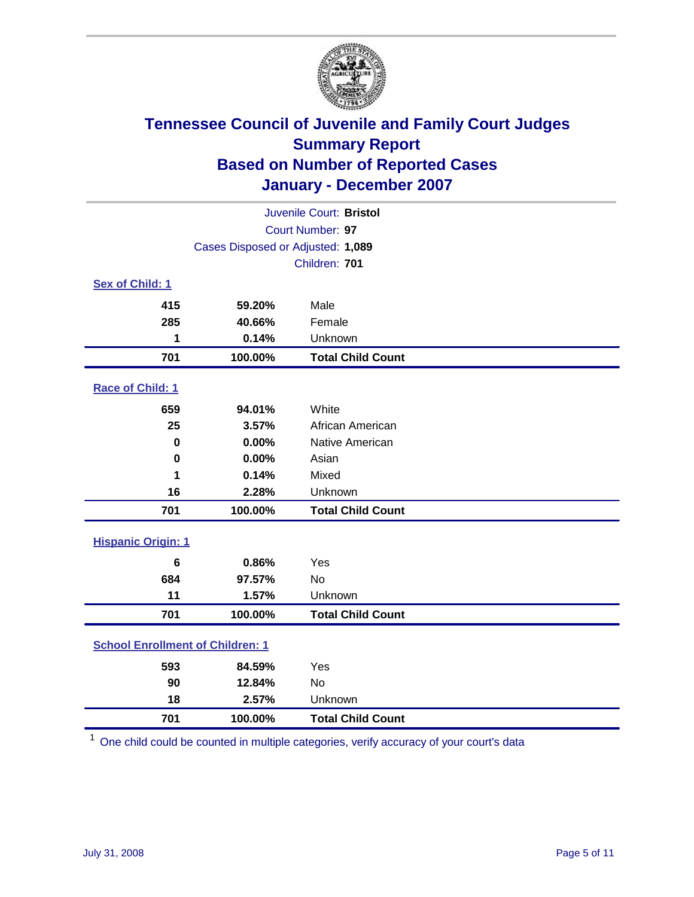# Tennessee Council of Juvenile and Family Court Judges
## Summary Report
## Based on Number of Reported Cases
## January - December 2007

Juvenile Court: **Bristol**
Court Number: **97**
Cases Disposed or Adjusted: **1,089**
Children: **701**

### Sex of Child: 1

| | | |
|---|---|---|
| 415 | 59.20% | Male |
| 285 | 40.66% | Female |
| 1 | 0.14% | Unknown |
| **701** | **100.00%** | **Total Child Count** |

### Race of Child: 1

| | | |
|---|---|---|
| 659 | 94.01% | White |
| 25 | 3.57% | African American |
| 0 | 0.00% | Native American |
| 0 | 0.00% | Asian |
| 1 | 0.14% | Mixed |
| 16 | 2.28% | Unknown |
| **701** | **100.00%** | **Total Child Count** |

### Hispanic Origin: 1

| | | |
|---|---|---|
| 6 | 0.86% | Yes |
| 684 | 97.57% | No |
| 11 | 1.57% | Unknown |
| **701** | **100.00%** | **Total Child Count** |

### School Enrollment of Children: 1

| | | |
|---|---|---|
| 593 | 84.59% | Yes |
| 90 | 12.84% | No |
| 18 | 2.57% | Unknown |
| **701** | **100.00%** | **Total Child Count** |

[1] One child could be counted in multiple categories, verify accuracy of your court's data

July 31, 2008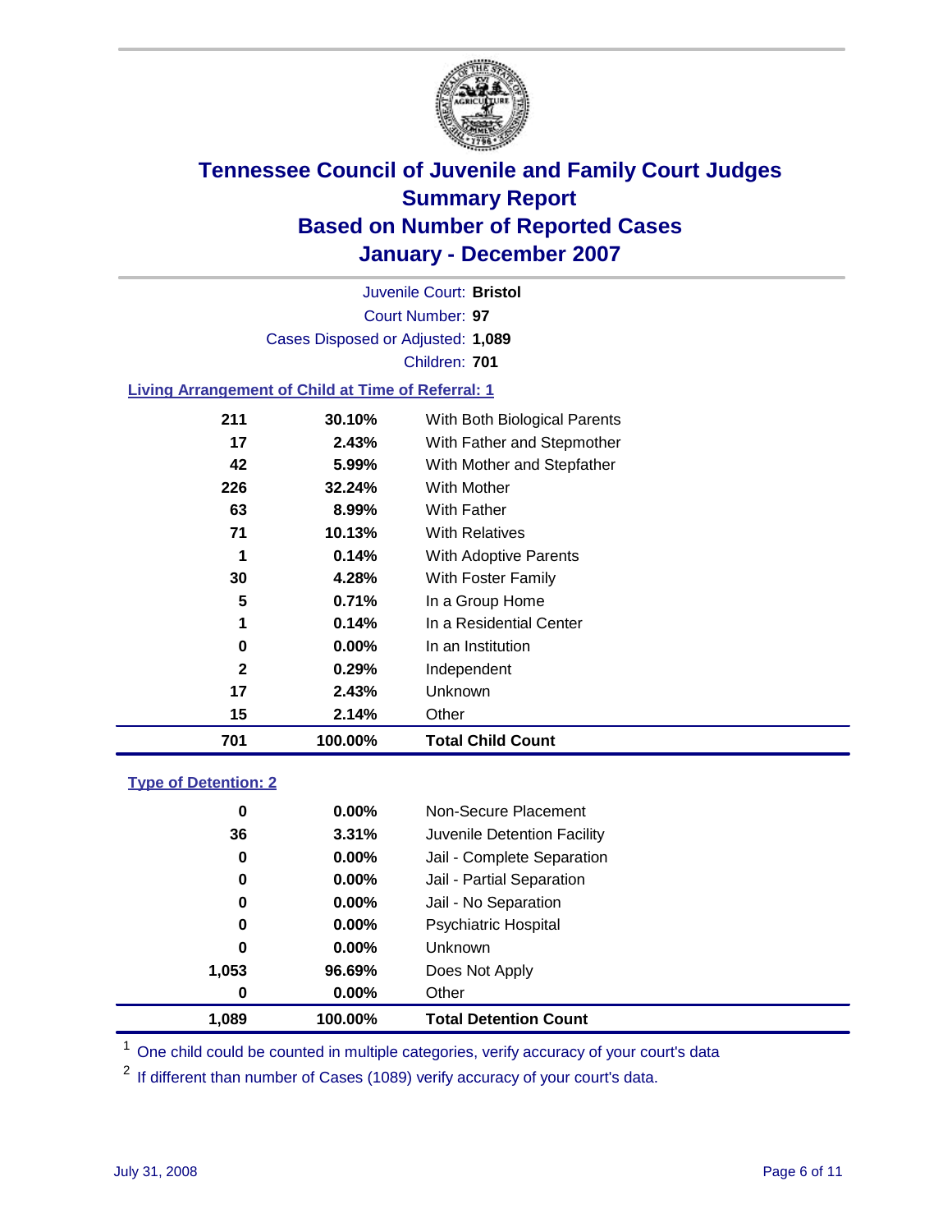# Tennessee Council of Juvenile and Family Court Judges
## Summary Report
## Based on Number of Reported Cases
## January - December 2007

Juvenile Court: **Bristol**
Court Number: **97**
Cases Disposed or Adjusted: **1,089**
Children: **701**

### Living Arrangement of Child at Time of Referral: 1

| Count | Percent | Arrangement |
|---|---|---|
| 211 | 30.10% | With Both Biological Parents |
| 17 | 2.43% | With Father and Stepmother |
| 42 | 5.99% | With Mother and Stepfather |
| 226 | 32.24% | With Mother |
| 63 | 8.99% | With Father |
| 71 | 10.13% | With Relatives |
| 1 | 0.14% | With Adoptive Parents |
| 30 | 4.28% | With Foster Family |
| 5 | 0.71% | In a Group Home |
| 1 | 0.14% | In a Residential Center |
| 0 | 0.00% | In an Institution |
| 2 | 0.29% | Independent |
| 17 | 2.43% | Unknown |
| 15 | 2.14% | Other |
| **701** | **100.00%** | **Total Child Count** |

### Type of Detention: 2

| Count | Percent | Type |
|---|---|---|
| 0 | 0.00% | Non-Secure Placement |
| 36 | 3.31% | Juvenile Detention Facility |
| 0 | 0.00% | Jail - Complete Separation |
| 0 | 0.00% | Jail - Partial Separation |
| 0 | 0.00% | Jail - No Separation |
| 0 | 0.00% | Psychiatric Hospital |
| 0 | 0.00% | Unknown |
| 1,053 | 96.69% | Does Not Apply |
| 0 | 0.00% | Other |
| **1,089** | **100.00%** | **Total Detention Count** |

[1] One child could be counted in multiple categories, verify accuracy of your court's data

[2] If different than number of Cases (1089) verify accuracy of your court's data.

July 31, 2008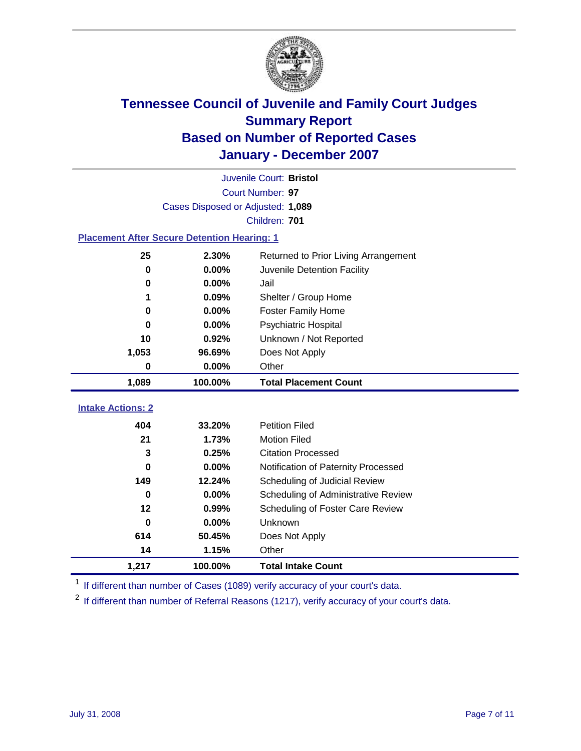# Tennessee Council of Juvenile and Family Court Judges
## Summary Report
## Based on Number of Reported Cases
## January - December 2007

Juvenile Court: **Bristol**

Court Number: **97**

Cases Disposed or Adjusted: **1,089**

Children: **701**

### Placement After Secure Detention Hearing: 1

| Count | Percent | Placement |
|---|---|---|
| 25 | 2.30% | Returned to Prior Living Arrangement |
| 0 | 0.00% | Juvenile Detention Facility |
| 0 | 0.00% | Jail |
| 1 | 0.09% | Shelter / Group Home |
| 0 | 0.00% | Foster Family Home |
| 0 | 0.00% | Psychiatric Hospital |
| 10 | 0.92% | Unknown / Not Reported |
| 1,053 | 96.69% | Does Not Apply |
| 0 | 0.00% | Other |
| **1,089** | **100.00%** | **Total Placement Count** |

### Intake Actions: 2

| Count | Percent | Intake Action |
|---|---|---|
| 404 | 33.20% | Petition Filed |
| 21 | 1.73% | Motion Filed |
| 3 | 0.25% | Citation Processed |
| 0 | 0.00% | Notification of Paternity Processed |
| 149 | 12.24% | Scheduling of Judicial Review |
| 0 | 0.00% | Scheduling of Administrative Review |
| 12 | 0.99% | Scheduling of Foster Care Review |
| 0 | 0.00% | Unknown |
| 614 | 50.45% | Does Not Apply |
| 14 | 1.15% | Other |
| **1,217** | **100.00%** | **Total Intake Count** |

[1] If different than number of Cases (1089) verify accuracy of your court's data.

[2] If different than number of Referral Reasons (1217), verify accuracy of your court's data.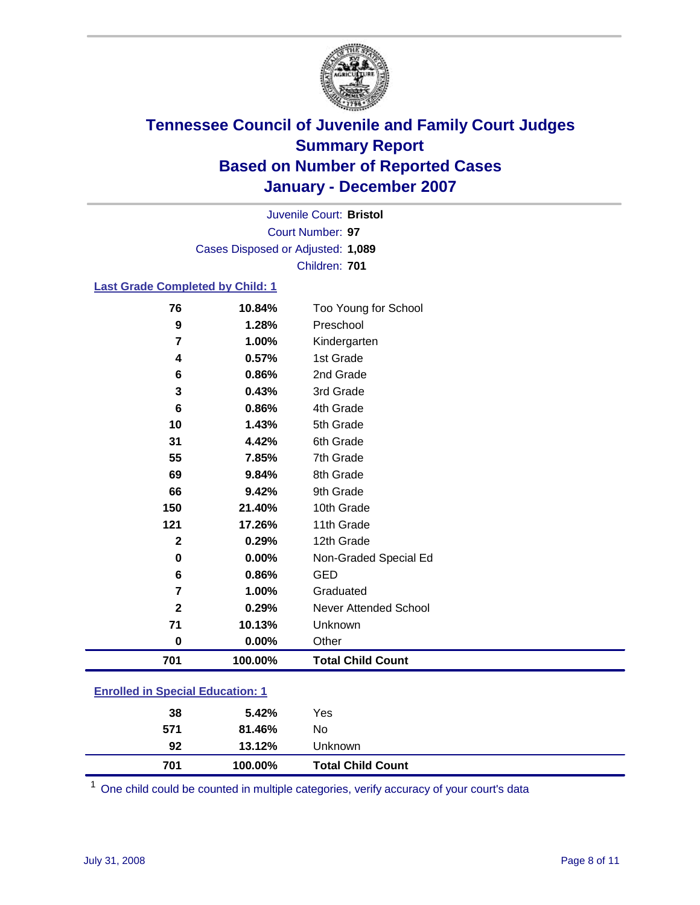# Tennessee Council of Juvenile and Family Court Judges
## Summary Report
## Based on Number of Reported Cases
## January - December 2007

Juvenile Court: **Bristol**
Court Number: **97**
Cases Disposed or Adjusted: **1,089**
Children: **701**

### Last Grade Completed by Child: 1

| Count | Percent | Category |
|---|---|---|
| 76 | 10.84% | Too Young for School |
| 9 | 1.28% | Preschool |
| 7 | 1.00% | Kindergarten |
| 4 | 0.57% | 1st Grade |
| 6 | 0.86% | 2nd Grade |
| 3 | 0.43% | 3rd Grade |
| 6 | 0.86% | 4th Grade |
| 10 | 1.43% | 5th Grade |
| 31 | 4.42% | 6th Grade |
| 55 | 7.85% | 7th Grade |
| 69 | 9.84% | 8th Grade |
| 66 | 9.42% | 9th Grade |
| 150 | 21.40% | 10th Grade |
| 121 | 17.26% | 11th Grade |
| 2 | 0.29% | 12th Grade |
| 0 | 0.00% | Non-Graded Special Ed |
| 6 | 0.86% | GED |
| 7 | 1.00% | Graduated |
| 2 | 0.29% | Never Attended School |
| 71 | 10.13% | Unknown |
| 0 | 0.00% | Other |
| **701** | **100.00%** | **Total Child Count** |

### Enrolled in Special Education: 1

| Count | Percent | Category |
|---|---|---|
| 38 | 5.42% | Yes |
| 571 | 81.46% | No |
| 92 | 13.12% | Unknown |
| **701** | **100.00%** | **Total Child Count** |

[1] One child could be counted in multiple categories, verify accuracy of your court's data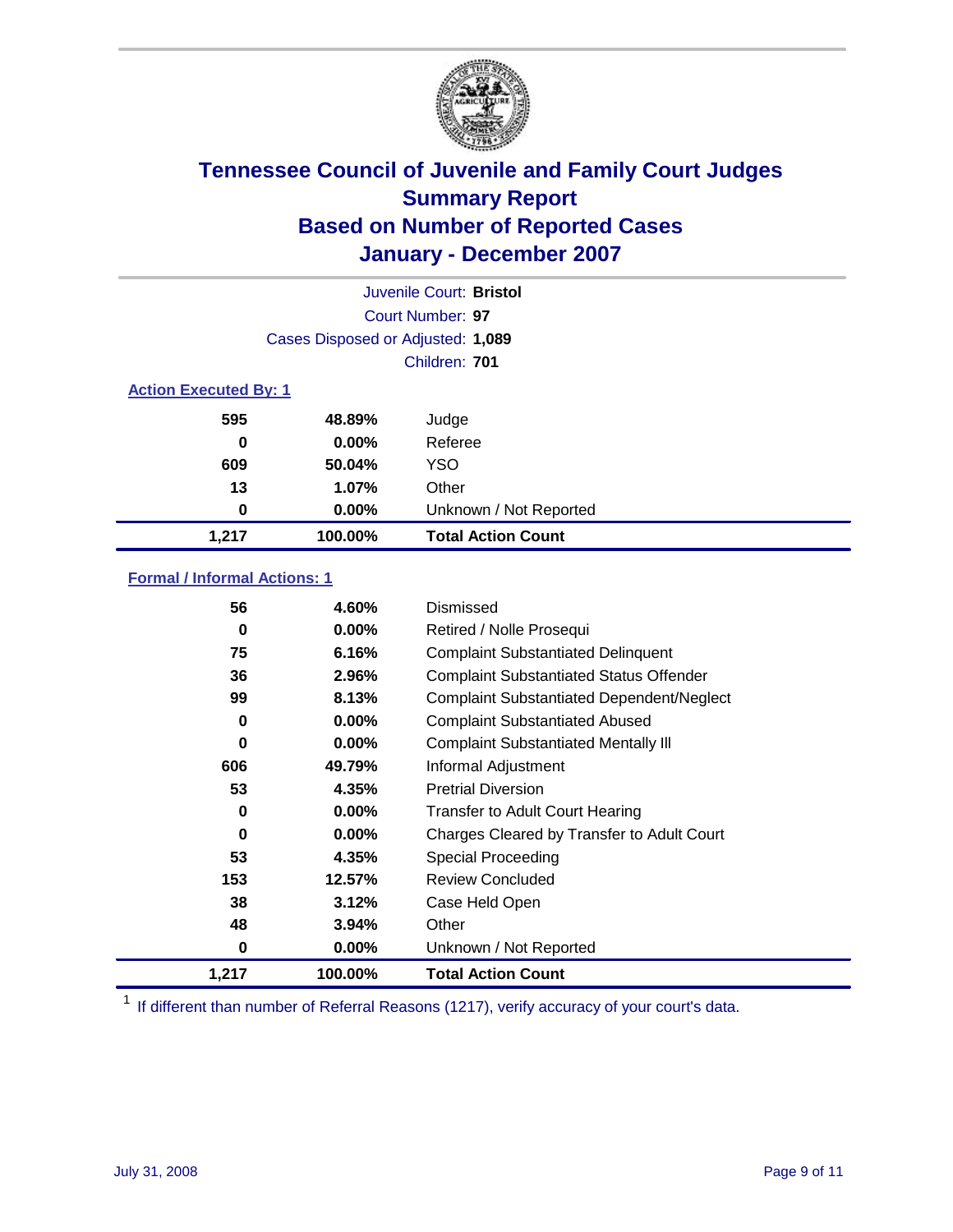# Tennessee Council of Juvenile and Family Court Judges
## Summary Report
## Based on Number of Reported Cases
## January - December 2007

Juvenile Court: **Bristol**

Court Number: **97**

Cases Disposed or Adjusted: **1,089**

Children: **701**

### Action Executed By: 1

| Count | Percent | Action |
|---|---|---|
| 595 | 48.89% | Judge |
| 0 | 0.00% | Referee |
| 609 | 50.04% | YSO |
| 13 | 1.07% | Other |
| 0 | 0.00% | Unknown / Not Reported |
| **1,217** | **100.00%** | **Total Action Count** |

### Formal / Informal Actions: 1

| Count | Percent | Action |
|---|---|---|
| 56 | 4.60% | Dismissed |
| 0 | 0.00% | Retired / Nolle Prosequi |
| 75 | 6.16% | Complaint Substantiated Delinquent |
| 36 | 2.96% | Complaint Substantiated Status Offender |
| 99 | 8.13% | Complaint Substantiated Dependent/Neglect |
| 0 | 0.00% | Complaint Substantiated Abused |
| 0 | 0.00% | Complaint Substantiated Mentally Ill |
| 606 | 49.79% | Informal Adjustment |
| 53 | 4.35% | Pretrial Diversion |
| 0 | 0.00% | Transfer to Adult Court Hearing |
| 0 | 0.00% | Charges Cleared by Transfer to Adult Court |
| 53 | 4.35% | Special Proceeding |
| 153 | 12.57% | Review Concluded |
| 38 | 3.12% | Case Held Open |
| 48 | 3.94% | Other |
| 0 | 0.00% | Unknown / Not Reported |
| **1,217** | **100.00%** | **Total Action Count** |

[1] If different than number of Referral Reasons (1217), verify accuracy of your court's data.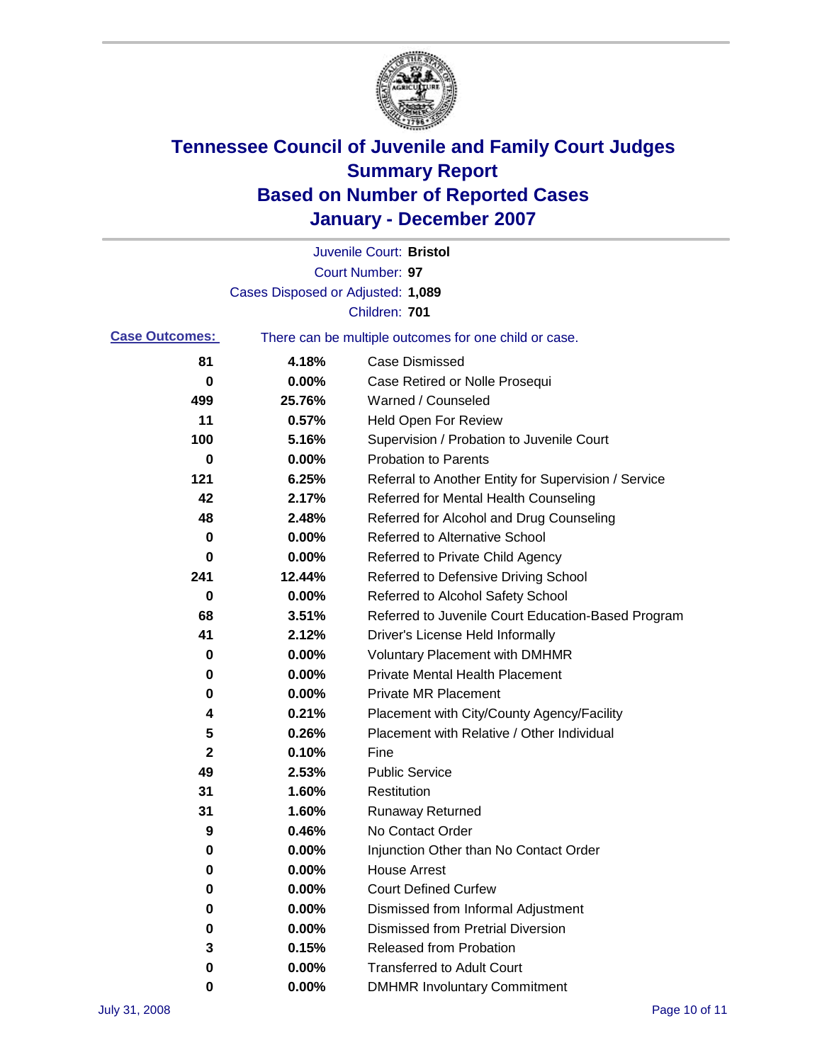# Tennessee Council of Juvenile and Family Court Judges
# Summary Report
# Based on Number of Reported Cases
# January - December 2007

Juvenile Court: **Bristol**
Court Number: **97**
Cases Disposed or Adjusted: **1,089**
Children: **701**

**Case Outcomes:** There can be multiple outcomes for one child or case.

| Count | Percent | Outcome |
|---|---|---|
| 81 | 4.18% | Case Dismissed |
| 0 | 0.00% | Case Retired or Nolle Prosequi |
| 499 | 25.76% | Warned / Counseled |
| 11 | 0.57% | Held Open For Review |
| 100 | 5.16% | Supervision / Probation to Juvenile Court |
| 0 | 0.00% | Probation to Parents |
| 121 | 6.25% | Referral to Another Entity for Supervision / Service |
| 42 | 2.17% | Referred for Mental Health Counseling |
| 48 | 2.48% | Referred for Alcohol and Drug Counseling |
| 0 | 0.00% | Referred to Alternative School |
| 0 | 0.00% | Referred to Private Child Agency |
| 241 | 12.44% | Referred to Defensive Driving School |
| 0 | 0.00% | Referred to Alcohol Safety School |
| 68 | 3.51% | Referred to Juvenile Court Education-Based Program |
| 41 | 2.12% | Driver's License Held Informally |
| 0 | 0.00% | Voluntary Placement with DMHMR |
| 0 | 0.00% | Private Mental Health Placement |
| 0 | 0.00% | Private MR Placement |
| 4 | 0.21% | Placement with City/County Agency/Facility |
| 5 | 0.26% | Placement with Relative / Other Individual |
| 2 | 0.10% | Fine |
| 49 | 2.53% | Public Service |
| 31 | 1.60% | Restitution |
| 31 | 1.60% | Runaway Returned |
| 9 | 0.46% | No Contact Order |
| 0 | 0.00% | Injunction Other than No Contact Order |
| 0 | 0.00% | House Arrest |
| 0 | 0.00% | Court Defined Curfew |
| 0 | 0.00% | Dismissed from Informal Adjustment |
| 0 | 0.00% | Dismissed from Pretrial Diversion |
| 3 | 0.15% | Released from Probation |
| 0 | 0.00% | Transferred to Adult Court |
| 0 | 0.00% | DMHMR Involuntary Commitment |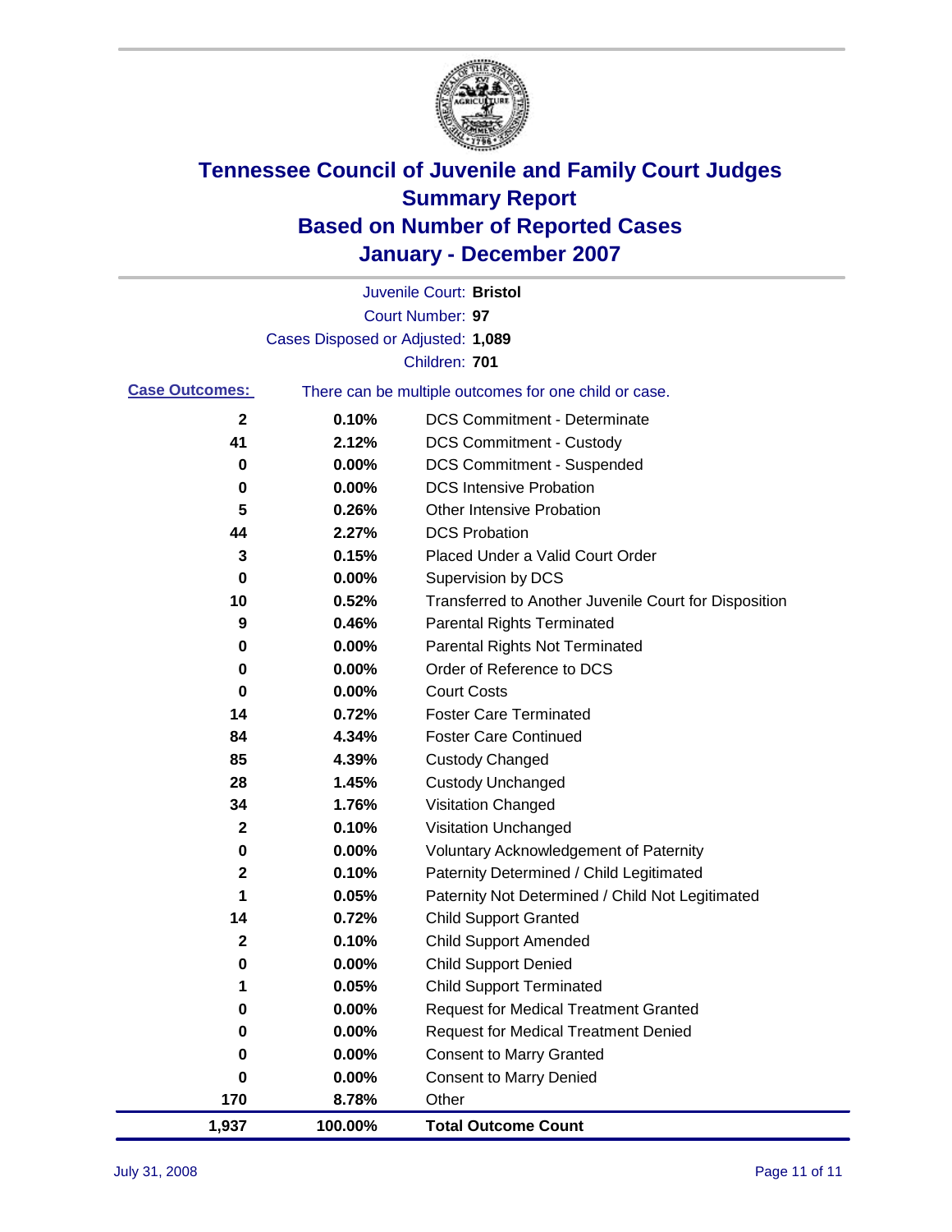# Tennessee Council of Juvenile and Family Court Judges
# Summary Report
# Based on Number of Reported Cases
# January - December 2007

Juvenile Court: **Bristol**

Court Number: **97**

Cases Disposed or Adjusted: **1,089**

Children: **701**

**Case Outcomes:** There can be multiple outcomes for one child or case.

| | | |
|---|---|---|
| 2 | 0.10% | DCS Commitment - Determinate |
| 41 | 2.12% | DCS Commitment - Custody |
| 0 | 0.00% | DCS Commitment - Suspended |
| 0 | 0.00% | DCS Intensive Probation |
| 5 | 0.26% | Other Intensive Probation |
| 44 | 2.27% | DCS Probation |
| 3 | 0.15% | Placed Under a Valid Court Order |
| 0 | 0.00% | Supervision by DCS |
| 10 | 0.52% | Transferred to Another Juvenile Court for Disposition |
| 9 | 0.46% | Parental Rights Terminated |
| 0 | 0.00% | Parental Rights Not Terminated |
| 0 | 0.00% | Order of Reference to DCS |
| 0 | 0.00% | Court Costs |
| 14 | 0.72% | Foster Care Terminated |
| 84 | 4.34% | Foster Care Continued |
| 85 | 4.39% | Custody Changed |
| 28 | 1.45% | Custody Unchanged |
| 34 | 1.76% | Visitation Changed |
| 2 | 0.10% | Visitation Unchanged |
| 0 | 0.00% | Voluntary Acknowledgement of Paternity |
| 2 | 0.10% | Paternity Determined / Child Legitimated |
| 1 | 0.05% | Paternity Not Determined / Child Not Legitimated |
| 14 | 0.72% | Child Support Granted |
| 2 | 0.10% | Child Support Amended |
| 0 | 0.00% | Child Support Denied |
| 1 | 0.05% | Child Support Terminated |
| 0 | 0.00% | Request for Medical Treatment Granted |
| 0 | 0.00% | Request for Medical Treatment Denied |
| 0 | 0.00% | Consent to Marry Granted |
| 0 | 0.00% | Consent to Marry Denied |
| 170 | 8.78% | Other |
| **1,937** | **100.00%** | **Total Outcome Count** |